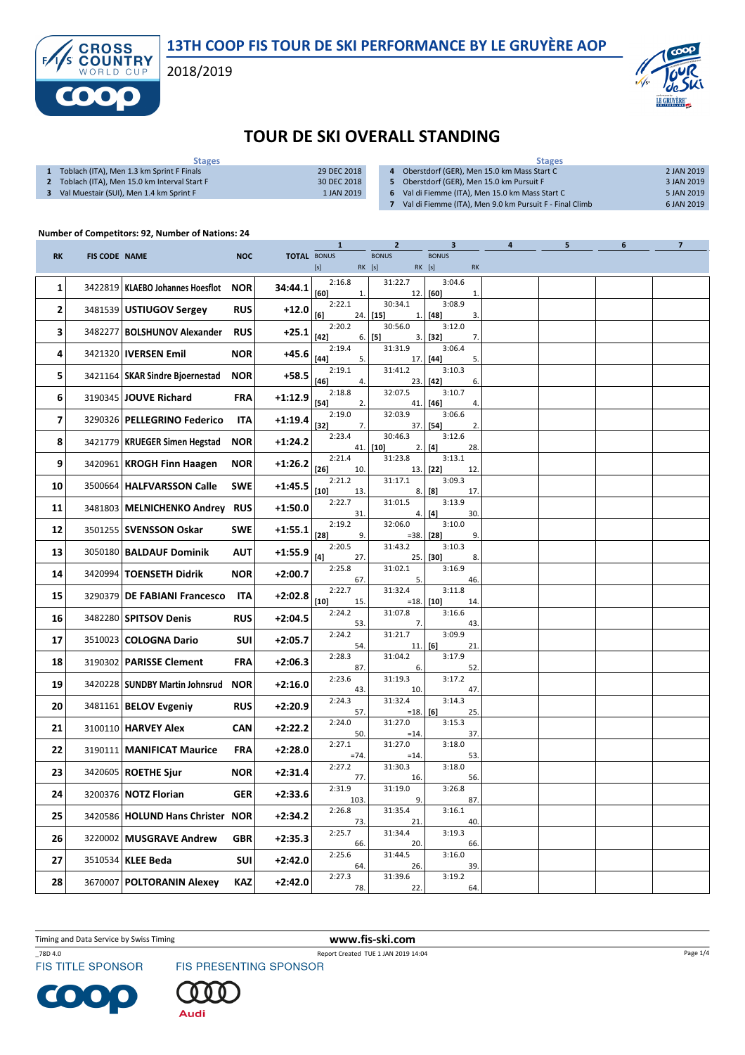# 13TH COOP FIS TOUR DE SKI PERFORMANCE BY LE GRUYÈRE AOP

2018/2019

## TOUR DE SKI OVERALL STANDING

| | Stages | |
|---|---|---|
| 1 | Toblach (ITA), Men 1.3 km Sprint F Finals | 29 DEC 2018 |
| 2 | Toblach (ITA), Men 15.0 km Interval Start F | 30 DEC 2018 |
| 3 | Val Muestair (SUI), Men 1.4 km Sprint F | 1 JAN 2019 |
| 4 | Oberstdorf (GER), Men 15.0 km Mass Start C | 2 JAN 2019 |
| 5 | Oberstdorf (GER), Men 15.0 km Pursuit F | 3 JAN 2019 |
| 6 | Val di Fiemme (ITA), Men 15.0 km Mass Start C | 5 JAN 2019 |
| 7 | Val di Fiemme (ITA), Men 9.0 km Pursuit F - Final Climb | 6 JAN 2019 |

**Number of Competitors: 92, Number of Nations: 24**

| RK | FIS CODE | NAME | NOC | TOTAL | 1 BONUS [s] | 1 RK | 2 BONUS [s] | 2 RK | 3 BONUS [s] | 3 RK | 4 | 5 | 6 | 7 |
|---|---|---|---|---|---|---|---|---|---|---|---|---|---|---|
| 1 | 3422819 | **KLAEBO Johannes Hoesflot** | **NOR** | **34:44.1** | 2:16.8 [60] | 1. | 31:22.7 | 12. | 3:04.6 [60] | 1. | | | | |
| 2 | 3481539 | **USTIUGOV Sergey** | **RUS** | **+12.0** | 2:22.1 [6] | 24. | 30:34.1 [15] | 1. | 3:08.9 [48] | 3. | | | | |
| 3 | 3482277 | **BOLSHUNOV Alexander** | **RUS** | **+25.1** | 2:20.2 [42] | 6. | 30:56.0 [5] | 3. | 3:12.0 [32] | 7. | | | | |
| 4 | 3421320 | **IVERSEN Emil** | **NOR** | **+45.6** | 2:19.4 [44] | 5. | 31:31.9 | 17. | 3:06.4 [44] | 5. | | | | |
| 5 | 3421164 | **SKAR Sindre Bjoernestad** | **NOR** | **+58.5** | 2:19.1 [46] | 4. | 31:41.2 | 23. | 3:10.3 [42] | 6. | | | | |
| 6 | 3190345 | **JOUVE Richard** | **FRA** | **+1:12.9** | 2:18.8 [54] | 2. | 32:07.5 | 41. | 3:10.7 [46] | 4. | | | | |
| 7 | 3290326 | **PELLEGRINO Federico** | **ITA** | **+1:19.4** | 2:19.0 [32] | 7. | 32:03.9 | 37. | 3:06.6 [54] | 2. | | | | |
| 8 | 3421779 | **KRUEGER Simen Hegstad** | **NOR** | **+1:24.2** | 2:23.4 | 41. | 30:46.3 [10] | 2. | 3:12.6 [4] | 28. | | | | |
| 9 | 3420961 | **KROGH Finn Haagen** | **NOR** | **+1:26.2** | 2:21.4 [26] | 10. | 31:23.8 | 13. | 3:13.1 [22] | 12. | | | | |
| 10 | 3500664 | **HALFVARSSON Calle** | **SWE** | **+1:45.5** | 2:21.2 [10] | 13. | 31:17.1 | 8. | 3:09.3 [8] | 17. | | | | |
| 11 | 3481803 | **MELNICHENKO Andrey** | **RUS** | **+1:50.0** | 2:22.7 | 31. | 31:01.5 | 4. | 3:13.9 [4] | 30. | | | | |
| 12 | 3501255 | **SVENSSON Oskar** | **SWE** | **+1:55.1** | 2:19.2 [28] | 9. | 32:06.0 | =38. | 3:10.0 [28] | 9. | | | | |
| 13 | 3050180 | **BALDAUF Dominik** | **AUT** | **+1:55.9** | 2:20.5 [4] | 27. | 31:43.2 | 25. | 3:10.3 [30] | 8. | | | | |
| 14 | 3420994 | **TOENSETH Didrik** | **NOR** | **+2:00.7** | 2:25.8 | 67. | 31:02.1 | 5. | 3:16.9 | 46. | | | | |
| 15 | 3290379 | **DE FABIANI Francesco** | **ITA** | **+2:02.8** | 2:22.7 [10] | 15. | 31:32.4 | =18. | 3:11.8 [10] | 14. | | | | |
| 16 | 3482280 | **SPITSOV Denis** | **RUS** | **+2:04.5** | 2:24.2 | 53. | 31:07.8 | 7. | 3:16.6 | 43. | | | | |
| 17 | 3510023 | **COLOGNA Dario** | **SUI** | **+2:05.7** | 2:24.2 | 54. | 31:21.7 | 11. | 3:09.9 [6] | 21. | | | | |
| 18 | 3190302 | **PARISSE Clement** | **FRA** | **+2:06.3** | 2:28.3 | 87. | 31:04.2 | 6. | 3:17.9 | 52. | | | | |
| 19 | 3420228 | **SUNDBY Martin Johnsrud** | **NOR** | **+2:16.0** | 2:23.6 | 43. | 31:19.3 | 10. | 3:17.2 | 47. | | | | |
| 20 | 3481161 | **BELOV Evgeniy** | **RUS** | **+2:20.9** | 2:24.3 | 57. | 31:32.4 | =18. | 3:14.3 [6] | 25. | | | | |
| 21 | 3100110 | **HARVEY Alex** | **CAN** | **+2:22.2** | 2:24.0 | 50. | 31:27.0 | =14. | 3:15.3 | 37. | | | | |
| 22 | 3190111 | **MANIFICAT Maurice** | **FRA** | **+2:28.0** | 2:27.1 | =74. | 31:27.0 | =14. | 3:18.0 | 53. | | | | |
| 23 | 3420605 | **ROETHE Sjur** | **NOR** | **+2:31.4** | 2:27.2 | 77. | 31:30.3 | 16. | 3:18.0 | 56. | | | | |
| 24 | 3200376 | **NOTZ Florian** | **GER** | **+2:33.6** | 2:31.9 | 103. | 31:19.0 | 9. | 3:26.8 | 87. | | | | |
| 25 | 3420586 | **HOLUND Hans Christer** | **NOR** | **+2:34.2** | 2:26.8 | 73. | 31:35.4 | 21. | 3:16.1 | 40. | | | | |
| 26 | 3220002 | **MUSGRAVE Andrew** | **GBR** | **+2:35.3** | 2:25.7 | 66. | 31:34.4 | 20. | 3:19.3 | 66. | | | | |
| 27 | 3510534 | **KLEE Beda** | **SUI** | **+2:42.0** | 2:25.6 | 64. | 31:44.5 | 26. | 3:16.0 | 39. | | | | |
| 28 | 3670007 | **POLTORANIN Alexey** | **KAZ** | **+2:42.0** | 2:27.3 | 78. | 31:39.6 | 22. | 3:19.2 | 64. | | | | |

Timing and Data Service by Swiss Timing

www.fis-ski.com

_78D 4.0 Report Created TUE 1 JAN 2019 14:04

FIS TITLE SPONSOR FIS PRESENTING SPONSOR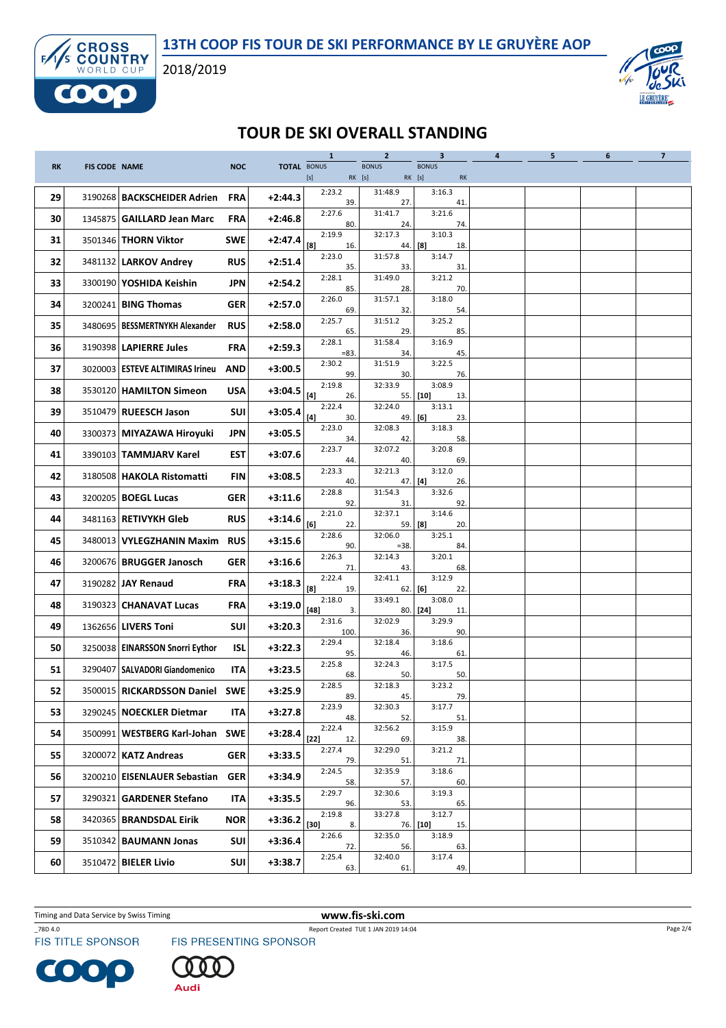# 13TH COOP FIS TOUR DE SKI PERFORMANCE BY LE GRUYÈRE AOP

2018/2019

## TOUR DE SKI OVERALL STANDING

| RK | FIS CODE | NAME | NOC | TOTAL | 1 BONUS [s] | 1 RK | 2 BONUS [s] | 2 RK | 3 BONUS [s] | 3 RK | 4 | 5 | 6 | 7 |
|---|---|---|---|---|---|---|---|---|---|---|---|---|---|---|
| 29 | 3190268 | **BACKSCHEIDER Adrien** | FRA | +2:44.3 | 2:23.2 | 39. | 31:48.9 | 27. | 3:16.3 | 41. | | | | |
| 30 | 1345875 | **GAILLARD Jean Marc** | FRA | +2:46.8 | 2:27.6 | 80. | 31:41.7 | 24. | 3:21.6 | 74. | | | | |
| 31 | 3501346 | **THORN Viktor** | SWE | +2:47.4 | [8] 2:19.9 | 16. | 32:17.3 | 44. | [8] 3:10.3 | 18. | | | | |
| 32 | 3481132 | **LARKOV Andrey** | RUS | +2:51.4 | 2:23.0 | 35. | 31:57.8 | 33. | 3:14.7 | 31. | | | | |
| 33 | 3300190 | **YOSHIDA Keishin** | JPN | +2:54.2 | 2:28.1 | 85. | 31:49.0 | 28. | 3:21.2 | 70. | | | | |
| 34 | 3200241 | **BING Thomas** | GER | +2:57.0 | 2:26.0 | 69. | 31:57.1 | 32. | 3:18.0 | 54. | | | | |
| 35 | 3480695 | **BESSMERTNYKH Alexander** | RUS | +2:58.0 | 2:25.7 | 65. | 31:51.2 | 29. | 3:25.2 | 85. | | | | |
| 36 | 3190398 | **LAPIERRE Jules** | FRA | +2:59.3 | 2:28.1 | =83. | 31:58.4 | 34. | 3:16.9 | 45. | | | | |
| 37 | 3020003 | **ESTEVE ALTIMIRAS Irineu** | AND | +3:00.5 | 2:30.2 | 99. | 31:51.9 | 30. | 3:22.5 | 76. | | | | |
| 38 | 3530120 | **HAMILTON Simeon** | USA | +3:04.5 | [4] 2:19.8 | 26. | 32:33.9 | 55. | [10] 3:08.9 | 13. | | | | |
| 39 | 3510479 | **RUEESCH Jason** | SUI | +3:05.4 | [4] 2:22.4 | 30. | 32:24.0 | 49. | [6] 3:13.1 | 23. | | | | |
| 40 | 3300373 | **MIYAZAWA Hiroyuki** | JPN | +3:05.5 | 2:23.0 | 34. | 32:08.3 | 42. | 3:18.3 | 58. | | | | |
| 41 | 3390103 | **TAMMJARV Karel** | EST | +3:07.6 | 2:23.7 | 44. | 32:07.2 | 40. | 3:20.8 | 69. | | | | |
| 42 | 3180508 | **HAKOLA Ristomatti** | FIN | +3:08.5 | 2:23.3 | 40. | 32:21.3 | 47. | [4] 3:12.0 | 26. | | | | |
| 43 | 3200205 | **BOEGL Lucas** | GER | +3:11.6 | 2:28.8 | 92. | 31:54.3 | 31. | 3:32.6 | 92. | | | | |
| 44 | 3481163 | **RETIVYKH Gleb** | RUS | +3:14.6 | [6] 2:21.0 | 22. | 32:37.1 | 59. | [8] 3:14.6 | 20. | | | | |
| 45 | 3480013 | **VYLEGZHANIN Maxim** | RUS | +3:15.6 | 2:28.6 | 90. | 32:06.0 | =38. | 3:25.1 | 84. | | | | |
| 46 | 3200676 | **BRUGGER Janosch** | GER | +3:16.6 | 2:26.3 | 71. | 32:14.3 | 43. | 3:20.1 | 68. | | | | |
| 47 | 3190282 | **JAY Renaud** | FRA | +3:18.3 | [8] 2:22.4 | 19. | 32:41.1 | 62. | [6] 3:12.9 | 22. | | | | |
| 48 | 3190323 | **CHANAVAT Lucas** | FRA | +3:19.0 | [48] 2:18.0 | 3. | 33:49.1 | 80. | [24] 3:08.0 | 11. | | | | |
| 49 | 1362656 | **LIVERS Toni** | SUI | +3:20.3 | 2:31.6 | 100. | 32:02.9 | 36. | 3:29.9 | 90. | | | | |
| 50 | 3250038 | **EINARSSON Snorri Eythor** | ISL | +3:22.3 | 2:29.4 | 95. | 32:18.4 | 46. | 3:18.6 | 61. | | | | |
| 51 | 3290407 | **SALVADORI Giandomenico** | ITA | +3:23.5 | 2:25.8 | 68. | 32:24.3 | 50. | 3:17.5 | 50. | | | | |
| 52 | 3500015 | **RICKARDSSON Daniel** | SWE | +3:25.9 | 2:28.5 | 89. | 32:18.3 | 45. | 3:23.2 | 79. | | | | |
| 53 | 3290245 | **NOECKLER Dietmar** | ITA | +3:27.8 | 2:23.9 | 48. | 32:30.3 | 52. | 3:17.7 | 51. | | | | |
| 54 | 3500991 | **WESTBERG Karl-Johan** | SWE | +3:28.4 | [22] 2:22.4 | 12. | 32:56.2 | 69. | 3:15.9 | 38. | | | | |
| 55 | 3200072 | **KATZ Andreas** | GER | +3:33.5 | 2:27.4 | 79. | 32:29.0 | 51. | 3:21.2 | 71. | | | | |
| 56 | 3200210 | **EISENLAUER Sebastian** | GER | +3:34.9 | 2:24.5 | 58. | 32:35.9 | 57. | 3:18.6 | 60. | | | | |
| 57 | 3290321 | **GARDENER Stefano** | ITA | +3:35.5 | 2:29.7 | 96. | 32:30.6 | 53. | 3:19.3 | 65. | | | | |
| 58 | 3420365 | **BRANDSDAL Eirik** | NOR | +3:36.2 | [30] 2:19.8 | 8. | 33:27.8 | 76. | [10] 3:12.7 | 15. | | | | |
| 59 | 3510342 | **BAUMANN Jonas** | SUI | +3:36.4 | 2:26.6 | 72. | 32:35.0 | 56. | 3:18.9 | 63. | | | | |
| 60 | 3510472 | **BIELER Livio** | SUI | +3:38.7 | 2:25.4 | 63. | 32:40.0 | 61. | 3:17.4 | 49. | | | | |

Timing and Data Service by Swiss Timing www.fis-ski.com

_78D 4.0 Report Created TUE 1 JAN 2019 14:04

FIS TITLE SPONSOR FIS PRESENTING SPONSOR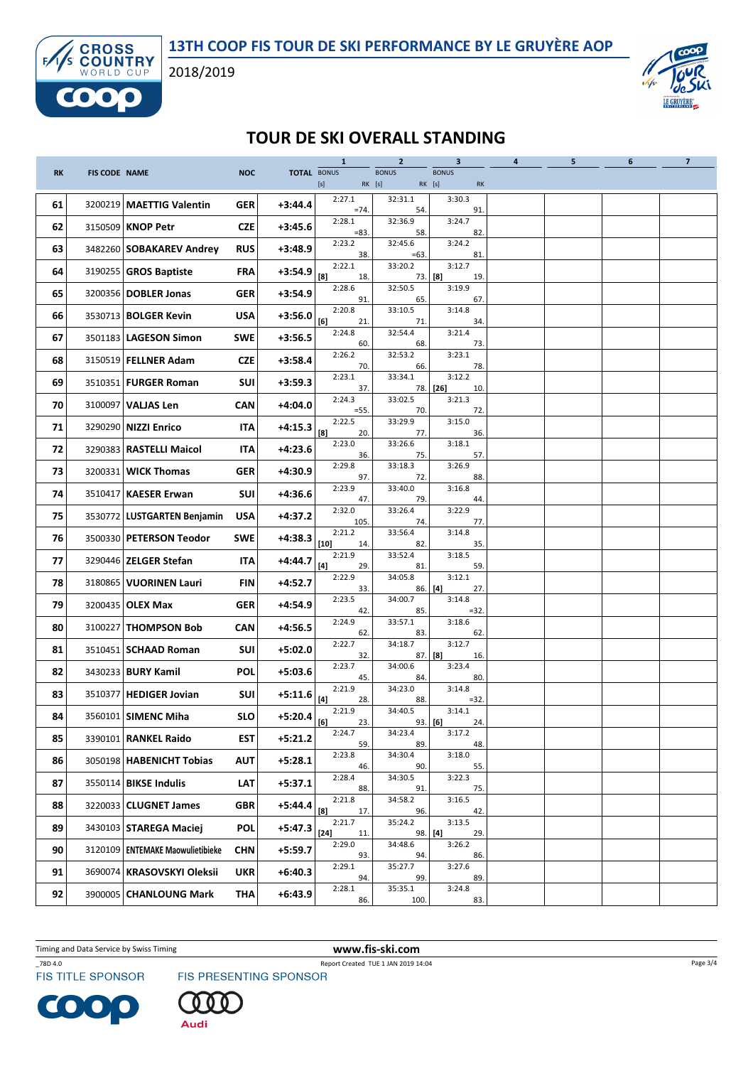**13TH COOP FIS TOUR DE SKI PERFORMANCE BY LE GRUYÈRE AOP**

2018/2019

# TOUR DE SKI OVERALL STANDING

| RK | FIS CODE | NAME | NOC | TOTAL | 1 BONUS [s] | 1 RK | 2 BONUS [s] | 2 RK | 3 BONUS [s] | 3 RK | 4 | 5 | 6 | 7 |
|---|---|---|---|---|---|---|---|---|---|---|---|---|---|---|
| 61 | 3200219 | **MAETTIG Valentin** | GER | +3:44.4 | 2:27.1 | =74. | 32:31.1 | 54. | 3:30.3 | 91. | | | | |
| 62 | 3150509 | **KNOP Petr** | CZE | +3:45.6 | 2:28.1 | =83. | 32:36.9 | 58. | 3:24.7 | 82. | | | | |
| 63 | 3482260 | **SOBAKAREV Andrey** | RUS | +3:48.9 | 2:23.2 | 38. | 32:45.6 | =63. | 3:24.2 | 81. | | | | |
| 64 | 3190255 | **GROS Baptiste** | FRA | +3:54.9 | 2:22.1 [8] | 18. | 33:20.2 | 73. | 3:12.7 [8] | 19. | | | | |
| 65 | 3200356 | **DOBLER Jonas** | GER | +3:54.9 | 2:28.6 | 91. | 32:50.5 | 65. | 3:19.9 | 67. | | | | |
| 66 | 3530713 | **BOLGER Kevin** | USA | +3:56.0 | 2:20.8 [6] | 21. | 33:10.5 | 71. | 3:14.8 | 34. | | | | |
| 67 | 3501183 | **LAGESON Simon** | SWE | +3:56.5 | 2:24.8 | 60. | 32:54.4 | 68. | 3:21.4 | 73. | | | | |
| 68 | 3150519 | **FELLNER Adam** | CZE | +3:58.4 | 2:26.2 | 70. | 32:53.2 | 66. | 3:23.1 | 78. | | | | |
| 69 | 3510351 | **FURGER Roman** | SUI | +3:59.3 | 2:23.1 | 37. | 33:34.1 | 78. | 3:12.2 [26] | 10. | | | | |
| 70 | 3100097 | **VALJAS Len** | CAN | +4:04.0 | 2:24.3 | =55. | 33:02.5 | 70. | 3:21.3 | 72. | | | | |
| 71 | 3290290 | **NIZZI Enrico** | ITA | +4:15.3 | 2:22.5 [8] | 20. | 33:29.9 | 77. | 3:15.0 | 36. | | | | |
| 72 | 3290383 | **RASTELLI Maicol** | ITA | +4:23.6 | 2:23.0 | 36. | 33:26.6 | 75. | 3:18.1 | 57. | | | | |
| 73 | 3200331 | **WICK Thomas** | GER | +4:30.9 | 2:29.8 | 97. | 33:18.3 | 72. | 3:26.9 | 88. | | | | |
| 74 | 3510417 | **KAESER Erwan** | SUI | +4:36.6 | 2:23.9 | 47. | 33:40.0 | 79. | 3:16.8 | 44. | | | | |
| 75 | 3530772 | **LUSTGARTEN Benjamin** | USA | +4:37.2 | 2:32.0 | 105. | 33:26.4 | 74. | 3:22.9 | 77. | | | | |
| 76 | 3500330 | **PETERSON Teodor** | SWE | +4:38.3 | 2:21.2 [10] | 14. | 33:56.4 | 82. | 3:14.8 | 35. | | | | |
| 77 | 3290446 | **ZELGER Stefan** | ITA | +4:44.7 | 2:21.9 [4] | 29. | 33:52.4 | 81. | 3:18.5 | 59. | | | | |
| 78 | 3180865 | **VUORINEN Lauri** | FIN | +4:52.7 | 2:22.9 | 33. | 34:05.8 | 86. | 3:12.1 [4] | 27. | | | | |
| 79 | 3200435 | **OLEX Max** | GER | +4:54.9 | 2:23.5 | 42. | 34:00.7 | 85. | 3:14.8 | =32. | | | | |
| 80 | 3100227 | **THOMPSON Bob** | CAN | +4:56.5 | 2:24.9 | 62. | 33:57.1 | 83. | 3:18.6 | 62. | | | | |
| 81 | 3510451 | **SCHAAD Roman** | SUI | +5:02.0 | 2:22.7 | 32. | 34:18.7 | 87. | 3:12.7 [8] | 16. | | | | |
| 82 | 3430233 | **BURY Kamil** | POL | +5:03.6 | 2:23.7 | 45. | 34:00.6 | 84. | 3:23.4 | 80. | | | | |
| 83 | 3510377 | **HEDIGER Jovian** | SUI | +5:11.6 | 2:21.9 [4] | 28. | 34:23.0 | 88. | 3:14.8 | =32. | | | | |
| 84 | 3560101 | **SIMENC Miha** | SLO | +5:20.4 | 2:21.9 [6] | 23. | 34:40.5 | 93. | 3:14.1 [6] | 24. | | | | |
| 85 | 3390101 | **RANKEL Raido** | EST | +5:21.2 | 2:24.7 | 59. | 34:23.4 | 89. | 3:17.2 | 48. | | | | |
| 86 | 3050198 | **HABENICHT Tobias** | AUT | +5:28.1 | 2:23.8 | 46. | 34:30.4 | 90. | 3:18.0 | 55. | | | | |
| 87 | 3550114 | **BIKSE Indulis** | LAT | +5:37.1 | 2:28.4 | 88. | 34:30.5 | 91. | 3:22.3 | 75. | | | | |
| 88 | 3220033 | **CLUGNET James** | GBR | +5:44.4 | 2:21.8 [8] | 17. | 34:58.2 | 96. | 3:16.5 | 42. | | | | |
| 89 | 3430103 | **STAREGA Maciej** | POL | +5:47.3 | 2:21.7 [24] | 11. | 35:24.2 | 98. | 3:13.5 [4] | 29. | | | | |
| 90 | 3120109 | **ENTEMAKE Maowulietibieke** | CHN | +5:59.7 | 2:29.0 | 93. | 34:48.6 | 94. | 3:26.2 | 86. | | | | |
| 91 | 3690074 | **KRASOVSKYI Oleksii** | UKR | +6:40.3 | 2:29.1 | 94. | 35:27.7 | 99. | 3:27.6 | 89. | | | | |
| 92 | 3900005 | **CHANLOUNG Mark** | THA | +6:43.9 | 2:28.1 | 86. | 35:35.1 | 100. | 3:24.8 | 83. | | | | |

Timing and Data Service by Swiss Timing

www.fis-ski.com

_78D 4.0 Report Created TUE 1 JAN 2019 14:04

FIS TITLE SPONSOR FIS PRESENTING SPONSOR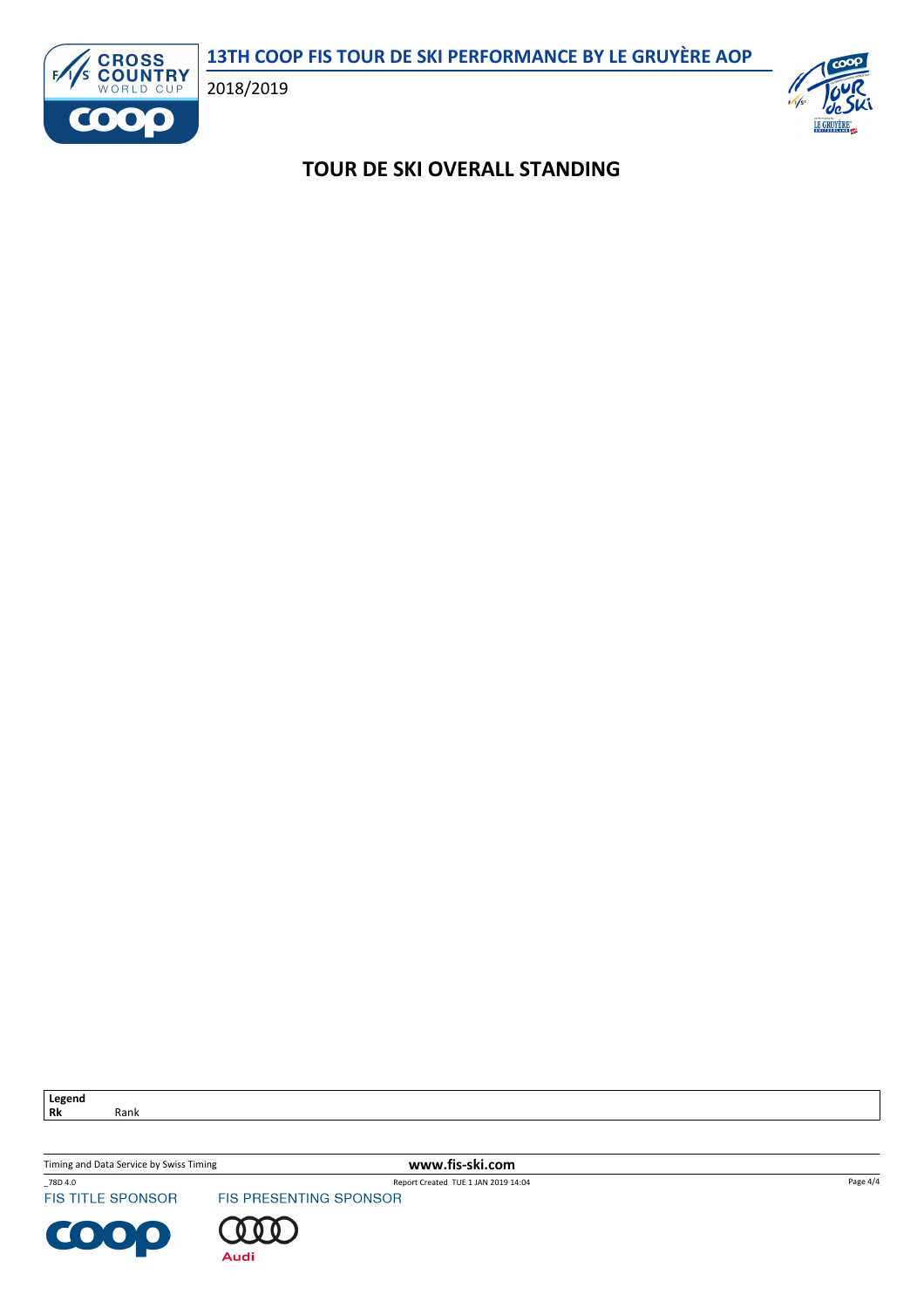## TOUR DE SKI OVERALL STANDING

| Legend | |
|---|---|
| Rk | Rank |